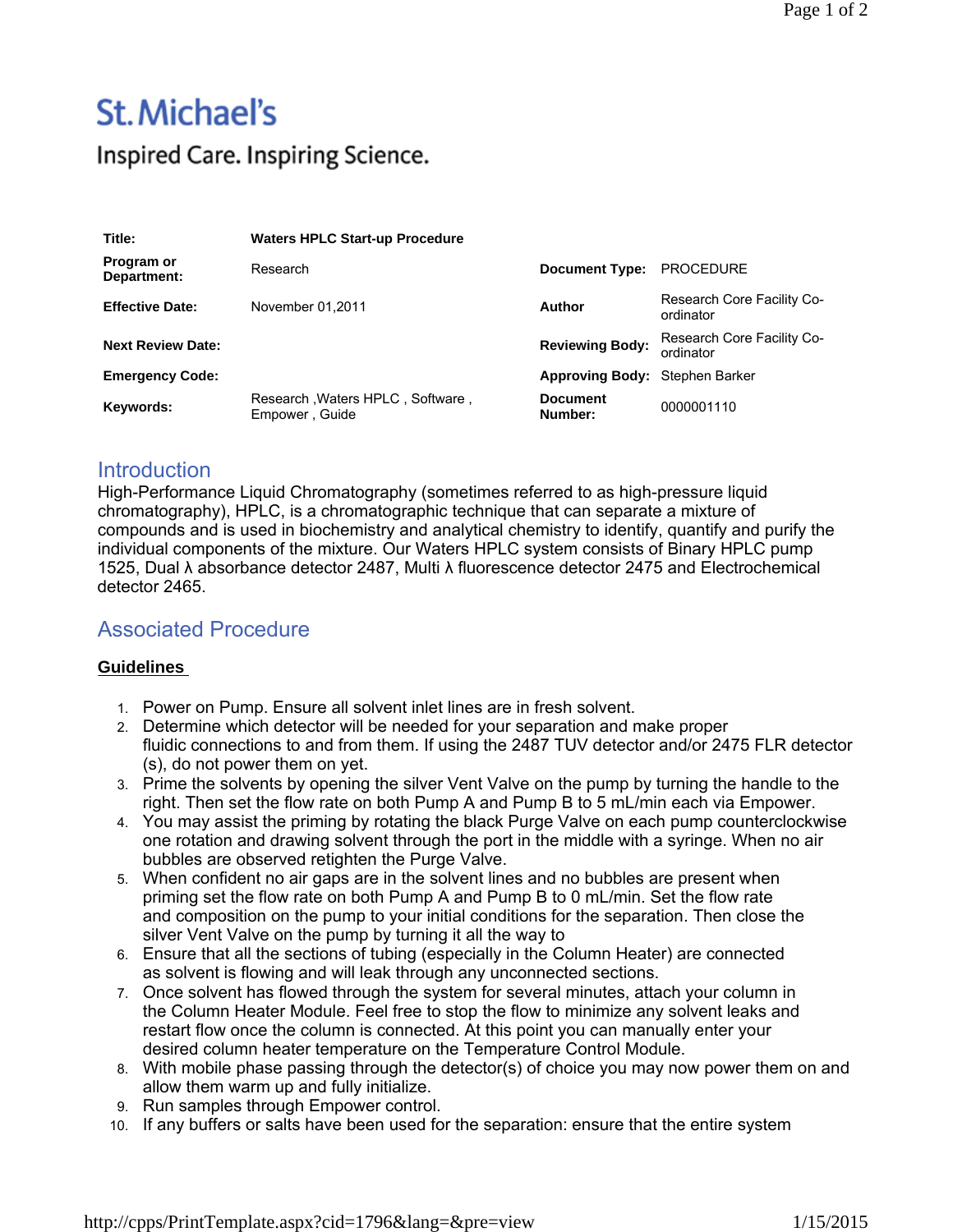St. Michael's

Inspired Care. Inspiring Science.

| Title: | Waters HPLC Start-up Procedure | | |
|---|---|---|---|
| Program or Department: | Research | Document Type: | PROCEDURE |
| Effective Date: | November 01,2011 | Author | Research Core Facility Co-ordinator |
| Next Review Date: | | Reviewing Body: | Research Core Facility Co-ordinator |
| Emergency Code: | | Approving Body: | Stephen Barker |
| Keywords: | Research ,Waters HPLC , Software , Empower , Guide | Document Number: | 0000001110 |

## Introduction

High-Performance Liquid Chromatography (sometimes referred to as high-pressure liquid chromatography), HPLC, is a chromatographic technique that can separate a mixture of compounds and is used in biochemistry and analytical chemistry to identify, quantify and purify the individual components of the mixture. Our Waters HPLC system consists of Binary HPLC pump 1525, Dual λ absorbance detector 2487, Multi λ fluorescence detector 2475 and Electrochemical detector 2465.

## Associated Procedure

**Guidelines**

1. Power on Pump. Ensure all solvent inlet lines are in fresh solvent.
2. Determine which detector will be needed for your separation and make proper fluidic connections to and from them. If using the 2487 TUV detector and/or 2475 FLR detector (s), do not power them on yet.
3. Prime the solvents by opening the silver Vent Valve on the pump by turning the handle to the right. Then set the flow rate on both Pump A and Pump B to 5 mL/min each via Empower.
4. You may assist the priming by rotating the black Purge Valve on each pump counterclockwise one rotation and drawing solvent through the port in the middle with a syringe. When no air bubbles are observed retighten the Purge Valve.
5. When confident no air gaps are in the solvent lines and no bubbles are present when priming set the flow rate on both Pump A and Pump B to 0 mL/min. Set the flow rate and composition on the pump to your initial conditions for the separation. Then close the silver Vent Valve on the pump by turning it all the way to
6. Ensure that all the sections of tubing (especially in the Column Heater) are connected as solvent is flowing and will leak through any unconnected sections.
7. Once solvent has flowed through the system for several minutes, attach your column in the Column Heater Module. Feel free to stop the flow to minimize any solvent leaks and restart flow once the column is connected. At this point you can manually enter your desired column heater temperature on the Temperature Control Module.
8. With mobile phase passing through the detector(s) of choice you may now power them on and allow them warm up and fully initialize.
9. Run samples through Empower control.
10. If any buffers or salts have been used for the separation: ensure that the entire system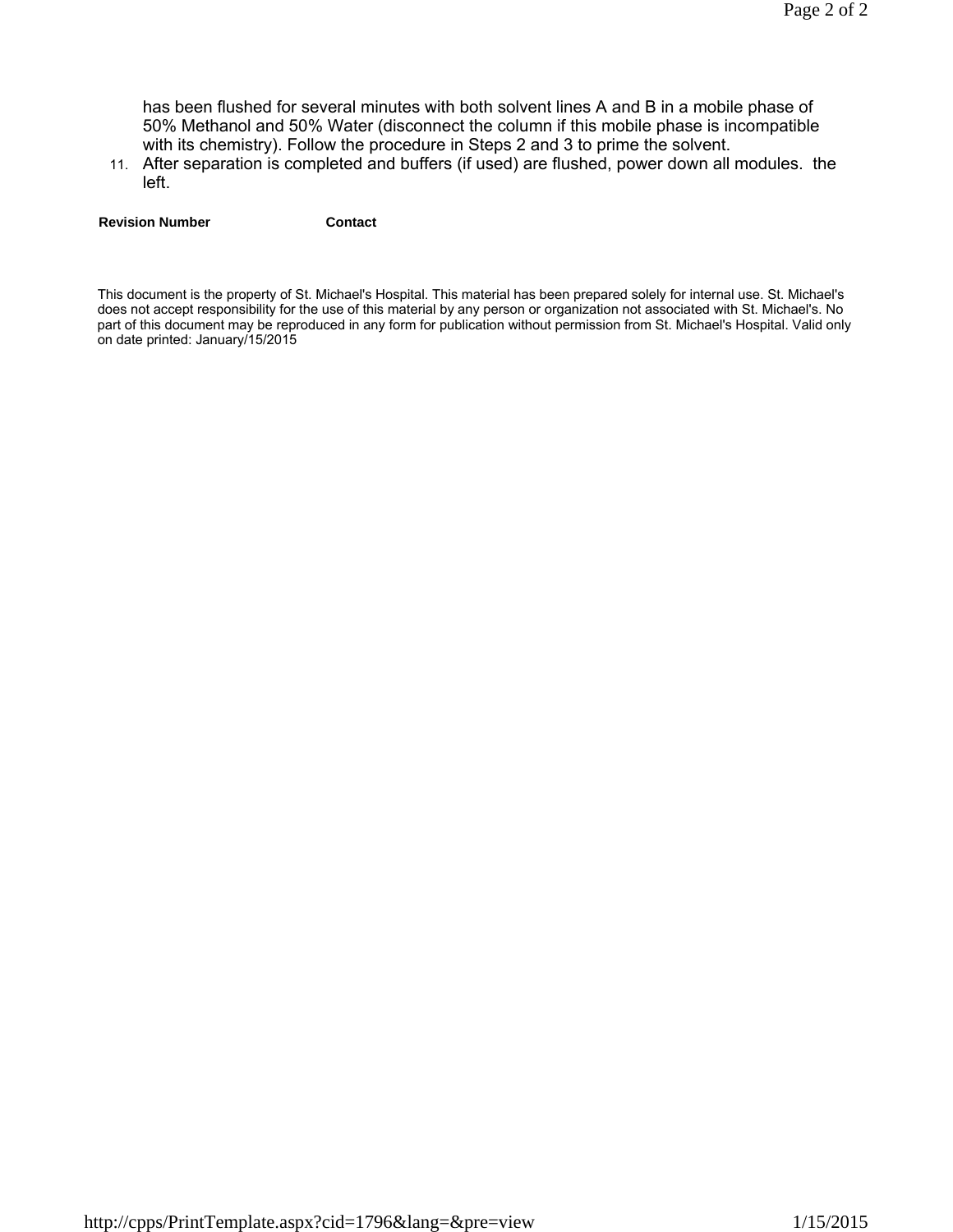has been flushed for several minutes with both solvent lines A and B in a mobile phase of 50% Methanol and 50% Water (disconnect the column if this mobile phase is incompatible with its chemistry). Follow the procedure in Steps 2 and 3 to prime the solvent.

11. After separation is completed and buffers (if used) are flushed, power down all modules.  the left.

| Revision Number | Contact |
| --- | --- |

This document is the property of St. Michael's Hospital. This material has been prepared solely for internal use. St. Michael's does not accept responsibility for the use of this material by any person or organization not associated with St. Michael's. No part of this document may be reproduced in any form for publication without permission from St. Michael's Hospital. Valid only on date printed: January/15/2015